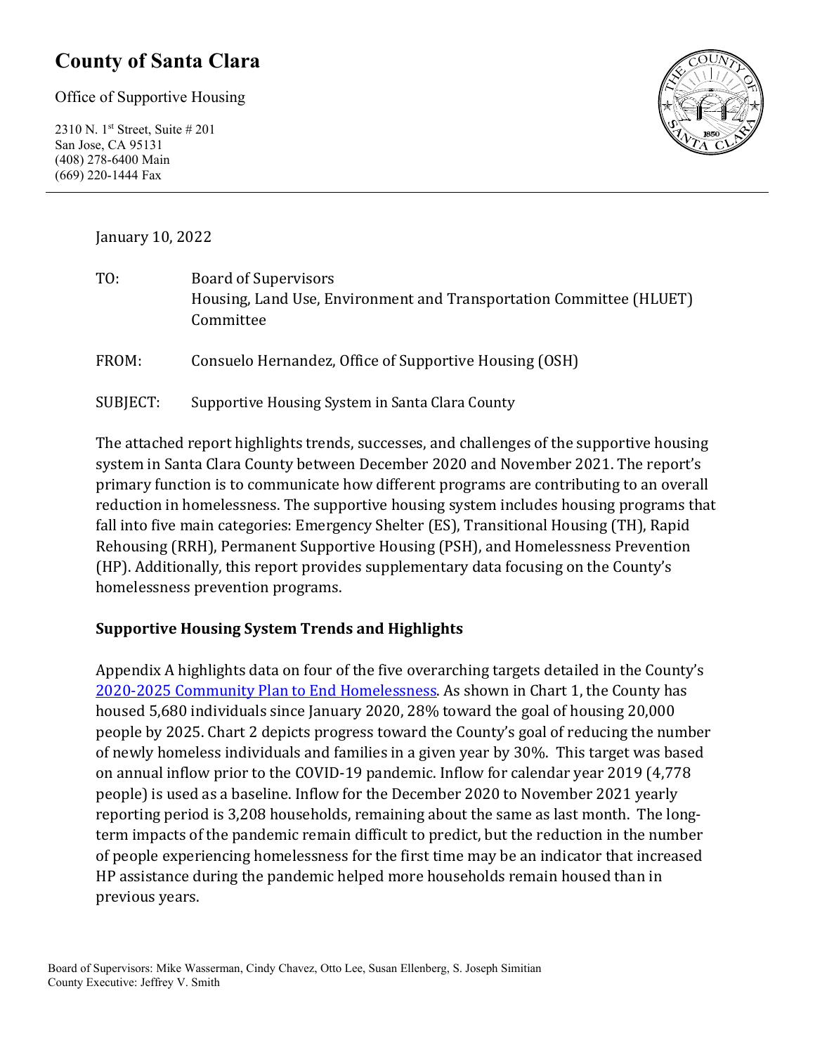# County of Santa Clara

Office of Supportive Housing

2310 N. 1st Street, Suite # 201
San Jose, CA 95131
(408) 278-6400 Main
(669) 220-1444 Fax

January 10, 2022

TO: Board of Supervisors
Housing, Land Use, Environment and Transportation Committee (HLUET) Committee

FROM: Consuelo Hernandez, Office of Supportive Housing (OSH)

SUBJECT: Supportive Housing System in Santa Clara County

The attached report highlights trends, successes, and challenges of the supportive housing system in Santa Clara County between December 2020 and November 2021. The report's primary function is to communicate how different programs are contributing to an overall reduction in homelessness. The supportive housing system includes housing programs that fall into five main categories: Emergency Shelter (ES), Transitional Housing (TH), Rapid Rehousing (RRH), Permanent Supportive Housing (PSH), and Homelessness Prevention (HP). Additionally, this report provides supplementary data focusing on the County's homelessness prevention programs.

**Supportive Housing System Trends and Highlights**

Appendix A highlights data on four of the five overarching targets detailed in the County's 2020-2025 Community Plan to End Homelessness. As shown in Chart 1, the County has housed 5,680 individuals since January 2020, 28% toward the goal of housing 20,000 people by 2025. Chart 2 depicts progress toward the County's goal of reducing the number of newly homeless individuals and families in a given year by 30%. This target was based on annual inflow prior to the COVID-19 pandemic. Inflow for calendar year 2019 (4,778 people) is used as a baseline. Inflow for the December 2020 to November 2021 yearly reporting period is 3,208 households, remaining about the same as last month. The long-term impacts of the pandemic remain difficult to predict, but the reduction in the number of people experiencing homelessness for the first time may be an indicator that increased HP assistance during the pandemic helped more households remain housed than in previous years.

Board of Supervisors: Mike Wasserman, Cindy Chavez, Otto Lee, Susan Ellenberg, S. Joseph Simitian
County Executive: Jeffrey V. Smith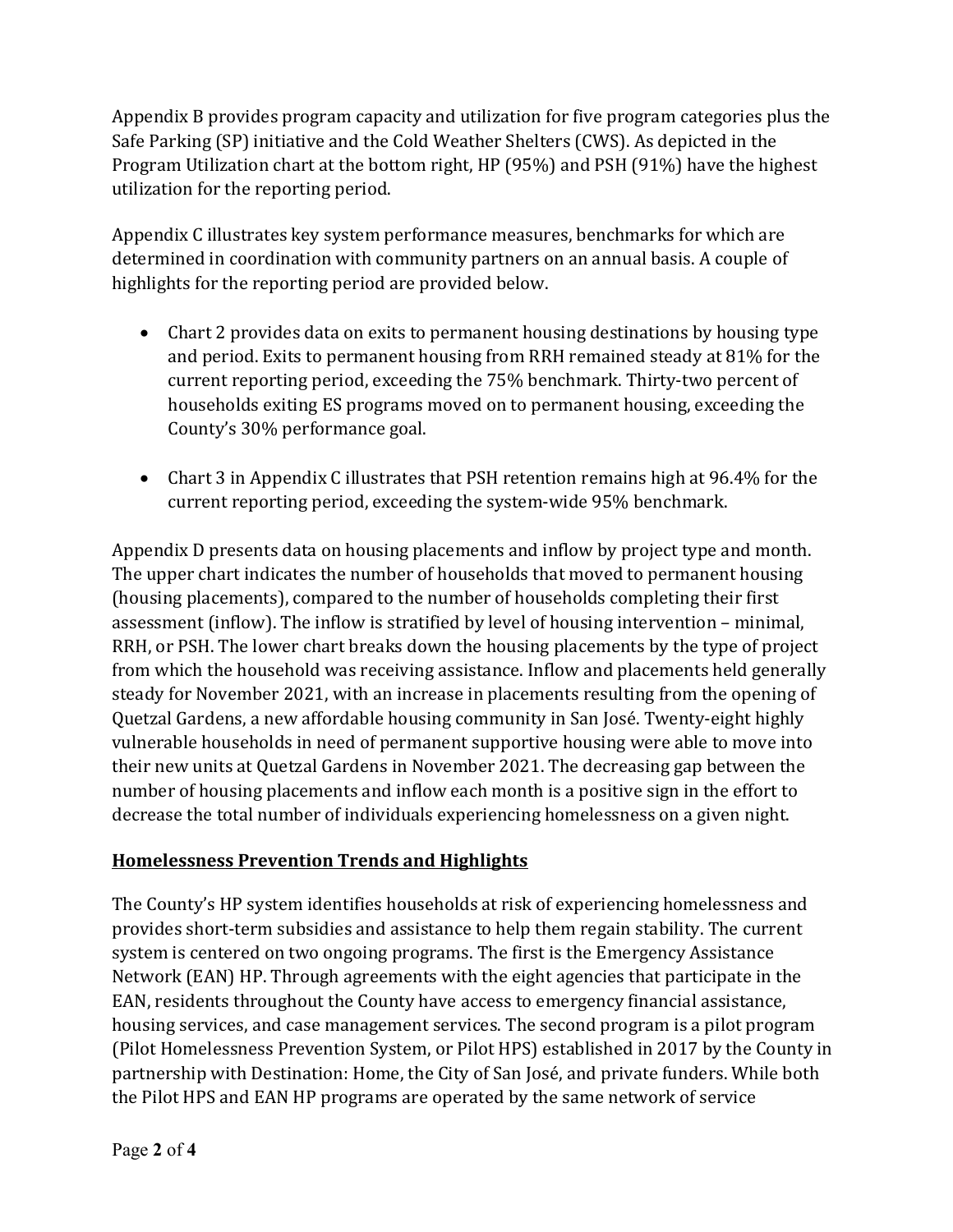Appendix B provides program capacity and utilization for five program categories plus the Safe Parking (SP) initiative and the Cold Weather Shelters (CWS). As depicted in the Program Utilization chart at the bottom right, HP (95%) and PSH (91%) have the highest utilization for the reporting period.

Appendix C illustrates key system performance measures, benchmarks for which are determined in coordination with community partners on an annual basis. A couple of highlights for the reporting period are provided below.

- Chart 2 provides data on exits to permanent housing destinations by housing type and period. Exits to permanent housing from RRH remained steady at 81% for the current reporting period, exceeding the 75% benchmark. Thirty-two percent of households exiting ES programs moved on to permanent housing, exceeding the County's 30% performance goal.

- Chart 3 in Appendix C illustrates that PSH retention remains high at 96.4% for the current reporting period, exceeding the system-wide 95% benchmark.

Appendix D presents data on housing placements and inflow by project type and month. The upper chart indicates the number of households that moved to permanent housing (housing placements), compared to the number of households completing their first assessment (inflow). The inflow is stratified by level of housing intervention – minimal, RRH, or PSH. The lower chart breaks down the housing placements by the type of project from which the household was receiving assistance. Inflow and placements held generally steady for November 2021, with an increase in placements resulting from the opening of Quetzal Gardens, a new affordable housing community in San José. Twenty-eight highly vulnerable households in need of permanent supportive housing were able to move into their new units at Quetzal Gardens in November 2021. The decreasing gap between the number of housing placements and inflow each month is a positive sign in the effort to decrease the total number of individuals experiencing homelessness on a given night.

## Homelessness Prevention Trends and Highlights

The County's HP system identifies households at risk of experiencing homelessness and provides short-term subsidies and assistance to help them regain stability. The current system is centered on two ongoing programs. The first is the Emergency Assistance Network (EAN) HP. Through agreements with the eight agencies that participate in the EAN, residents throughout the County have access to emergency financial assistance, housing services, and case management services. The second program is a pilot program (Pilot Homelessness Prevention System, or Pilot HPS) established in 2017 by the County in partnership with Destination: Home, the City of San José, and private funders. While both the Pilot HPS and EAN HP programs are operated by the same network of service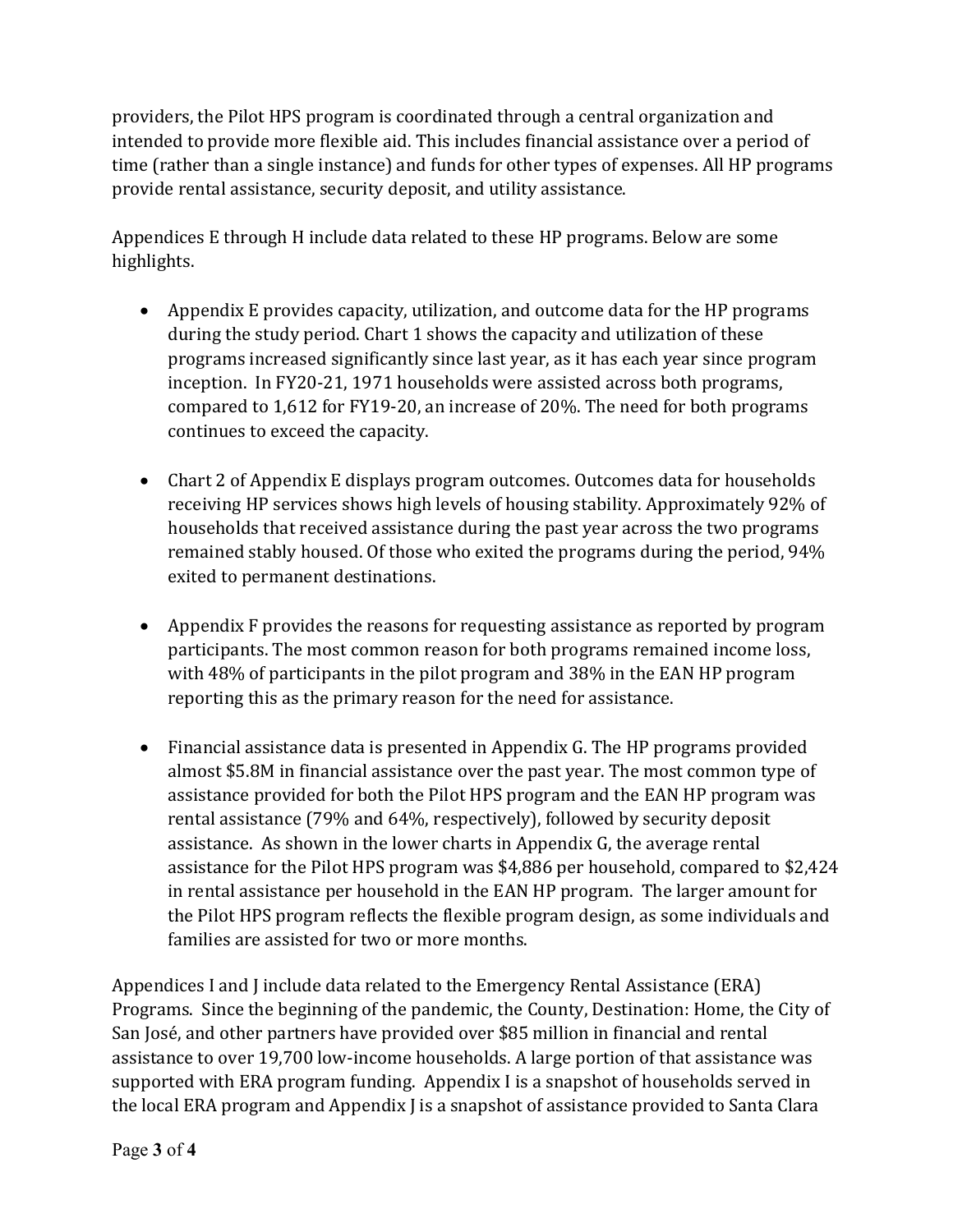providers, the Pilot HPS program is coordinated through a central organization and intended to provide more flexible aid. This includes financial assistance over a period of time (rather than a single instance) and funds for other types of expenses. All HP programs provide rental assistance, security deposit, and utility assistance.

Appendices E through H include data related to these HP programs. Below are some highlights.

- Appendix E provides capacity, utilization, and outcome data for the HP programs during the study period. Chart 1 shows the capacity and utilization of these programs increased significantly since last year, as it has each year since program inception. In FY20-21, 1971 households were assisted across both programs, compared to 1,612 for FY19-20, an increase of 20%. The need for both programs continues to exceed the capacity.

- Chart 2 of Appendix E displays program outcomes. Outcomes data for households receiving HP services shows high levels of housing stability. Approximately 92% of households that received assistance during the past year across the two programs remained stably housed. Of those who exited the programs during the period, 94% exited to permanent destinations.

- Appendix F provides the reasons for requesting assistance as reported by program participants. The most common reason for both programs remained income loss, with 48% of participants in the pilot program and 38% in the EAN HP program reporting this as the primary reason for the need for assistance.

- Financial assistance data is presented in Appendix G. The HP programs provided almost $5.8M in financial assistance over the past year. The most common type of assistance provided for both the Pilot HPS program and the EAN HP program was rental assistance (79% and 64%, respectively), followed by security deposit assistance. As shown in the lower charts in Appendix G, the average rental assistance for the Pilot HPS program was $4,886 per household, compared to $2,424 in rental assistance per household in the EAN HP program. The larger amount for the Pilot HPS program reflects the flexible program design, as some individuals and families are assisted for two or more months.

Appendices I and J include data related to the Emergency Rental Assistance (ERA) Programs. Since the beginning of the pandemic, the County, Destination: Home, the City of San José, and other partners have provided over $85 million in financial and rental assistance to over 19,700 low-income households. A large portion of that assistance was supported with ERA program funding. Appendix I is a snapshot of households served in the local ERA program and Appendix J is a snapshot of assistance provided to Santa Clara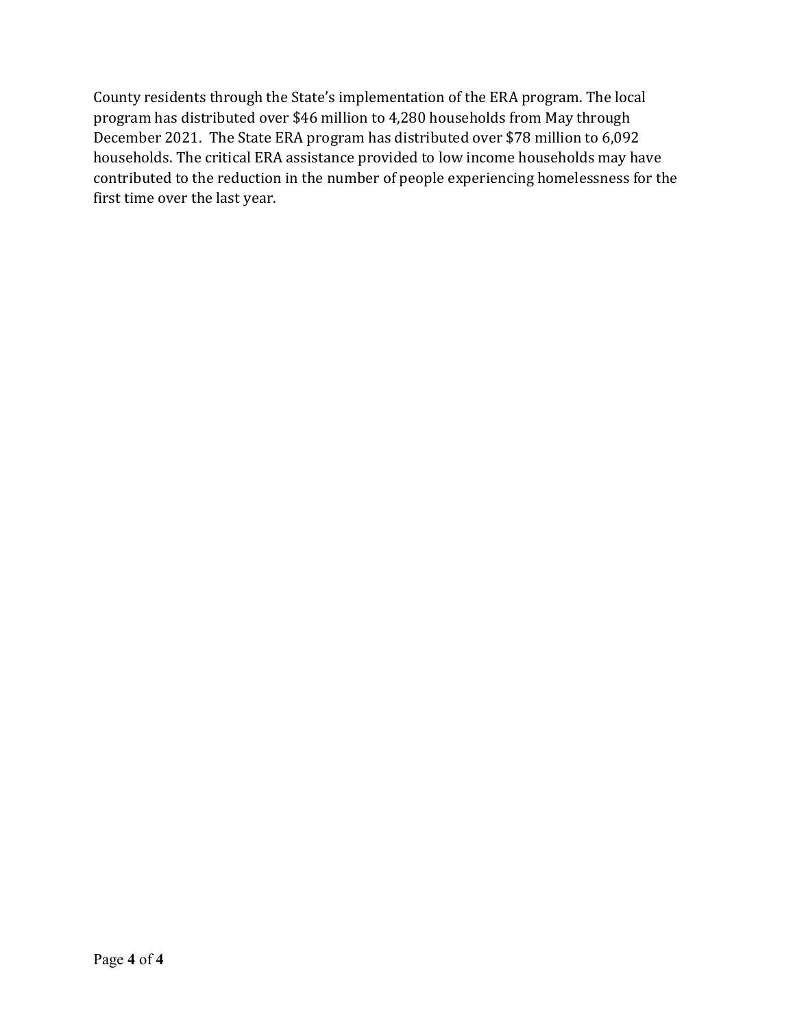County residents through the State's implementation of the ERA program. The local program has distributed over $46 million to 4,280 households from May through December 2021. The State ERA program has distributed over $78 million to 6,092 households. The critical ERA assistance provided to low income households may have contributed to the reduction in the number of people experiencing homelessness for the first time over the last year.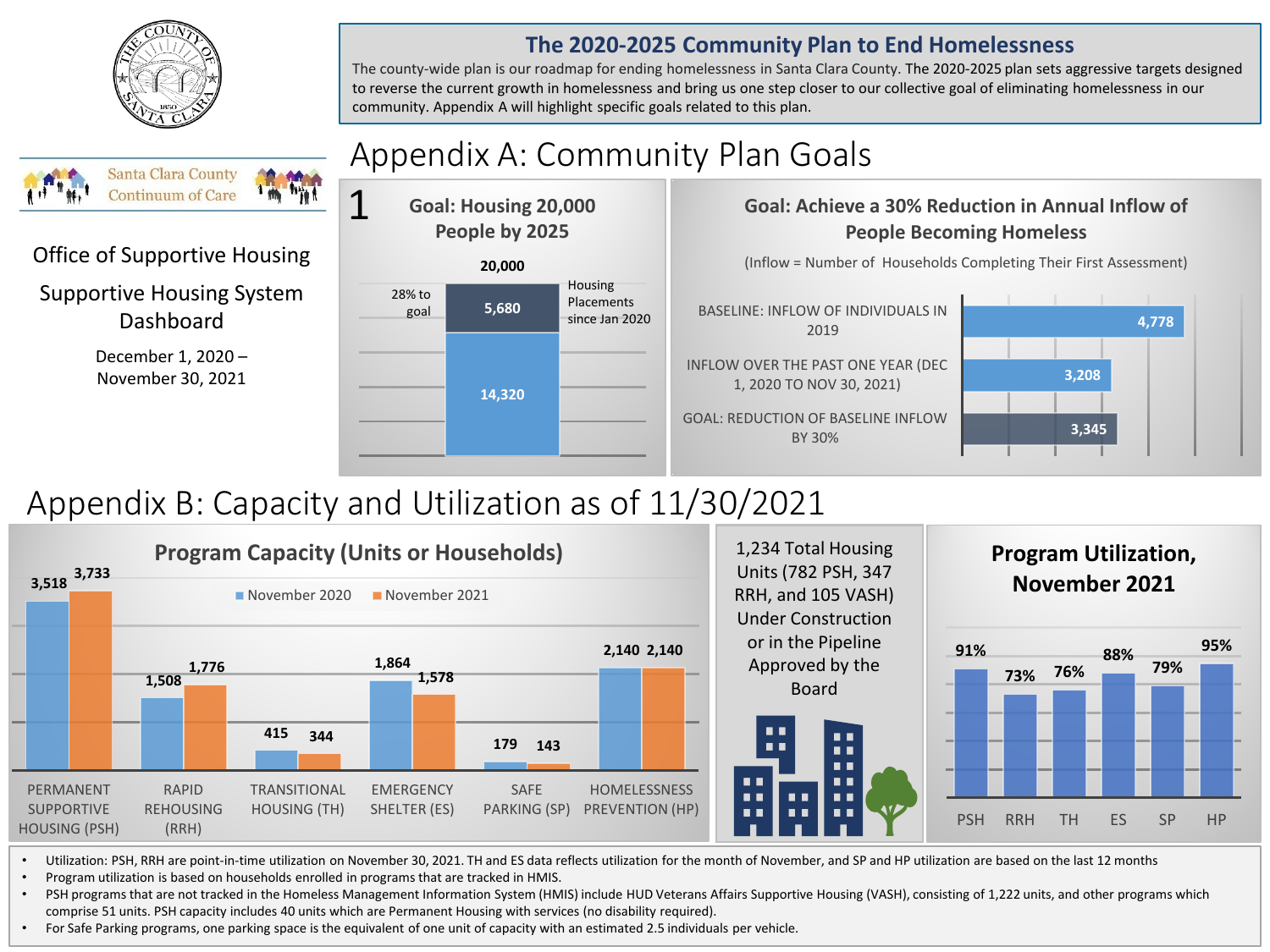Santa Clara County Continuum of Care

Office of Supportive Housing

Supportive Housing System Dashboard

December 1, 2020 – November 30, 2021

## The 2020-2025 Community Plan to End Homelessness

The county-wide plan is our roadmap for ending homelessness in Santa Clara County. The 2020-2025 plan sets aggressive targets designed to reverse the current growth in homelessness and bring us one step closer to our collective goal of eliminating homelessness in our community. Appendix A will highlight specific goals related to this plan.

# Appendix A: Community Plan Goals

### 1 Goal: Housing 20,000 People by 2025

20,000

28% to goal

5,680

Housing Placements since Jan 2020

14,320

### Goal: Achieve a 30% Reduction in Annual Inflow of People Becoming Homeless

(Inflow = Number of Households Completing Their First Assessment)

BASELINE: INFLOW OF INDIVIDUALS IN 2019 — 4,778

INFLOW OVER THE PAST ONE YEAR (DEC 1, 2020 TO NOV 30, 2021) — 3,208

GOAL: REDUCTION OF BASELINE INFLOW BY 30% — 3,345

# Appendix B: Capacity and Utilization as of 11/30/2021

### Program Capacity (Units or Households)

November 2020 · November 2021

PERMANENT SUPPORTIVE HOUSING (PSH): 3,518 · 3,733

RAPID REHOUSING (RRH): 1,508 · 1,776

TRANSITIONAL HOUSING (TH): 415 · 344

EMERGENCY SHELTER (ES): 1,864 · 1,578

SAFE PARKING (SP): 179 · 143

HOMELESSNESS PREVENTION (HP): 2,140 · 2,140

1,234 Total Housing Units (782 PSH, 347 RRH, and 105 VASH) Under Construction or in the Pipeline Approved by the Board

### Program Utilization, November 2021

PSH: 91%

RRH: 73%

TH: 76%

ES: 88%

SP: 79%

HP: 95%

- Utilization: PSH, RRH are point-in-time utilization on November 30, 2021. TH and ES data reflects utilization for the month of November, and SP and HP utilization are based on the last 12 months
- Program utilization is based on households enrolled in programs that are tracked in HMIS.
- PSH programs that are not tracked in the Homeless Management Information System (HMIS) include HUD Veterans Affairs Supportive Housing (VASH), consisting of 1,222 units, and other programs which comprise 51 units. PSH capacity includes 40 units which are Permanent Housing with services (no disability required).
- For Safe Parking programs, one parking space is the equivalent of one unit of capacity with an estimated 2.5 individuals per vehicle.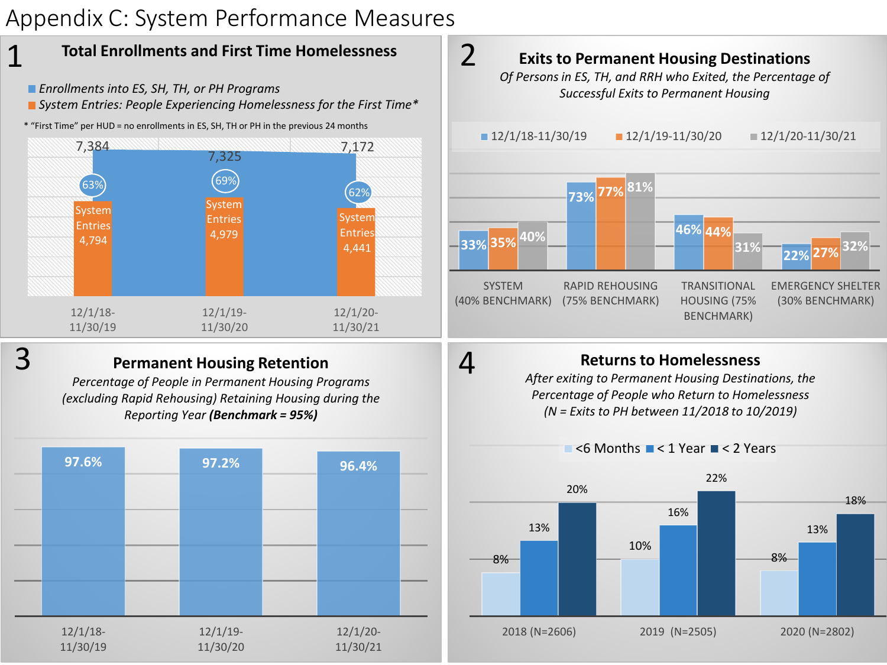# Appendix C: System Performance Measures

## 1 Total Enrollments and First Time Homelessness

*Enrollments into ES, SH, TH, or PH Programs*

*System Entries: People Experiencing Homelessness for the First Time**

* "First Time" per HUD = no enrollments in ES, SH, TH or PH in the previous 24 months

7,384
7,325
7,172

63%
System Entries
4,794

69%
System Entries
4,979

62%
System Entries
4,441

12/1/18-11/30/19
12/1/19-11/30/20
12/1/20-11/30/21

## 2 Exits to Permanent Housing Destinations

*Of Persons in ES, TH, and RRH who Exited, the Percentage of Successful Exits to Permanent Housing*

12/1/18-11/30/19
12/1/19-11/30/20
12/1/20-11/30/21

SYSTEM (40% BENCHMARK): 33% 35% 40%

RAPID REHOUSING (75% BENCHMARK): 73% 77% 81%

TRANSITIONAL HOUSING (75% BENCHMARK): 46% 44% 31%

EMERGENCY SHELTER (30% BENCHMARK): 22% 27% 32%

## 3 Permanent Housing Retention

*Percentage of People in Permanent Housing Programs (excluding Rapid Rehousing) Retaining Housing during the Reporting Year **(Benchmark = 95%)***

12/1/18-11/30/19: 97.6%

12/1/19-11/30/20: 97.2%

12/1/20-11/30/21: 96.4%

## 4 Returns to Homelessness

*After exiting to Permanent Housing Destinations, the Percentage of People who Return to Homelessness (N = Exits to PH between 11/2018 to 10/2019)*

<6 Months
< 1 Year
< 2 Years

2018 (N=2606): 8% 13% 20%

2019 (N=2505): 10% 16% 22%

2020 (N=2802): 8% 13% 18%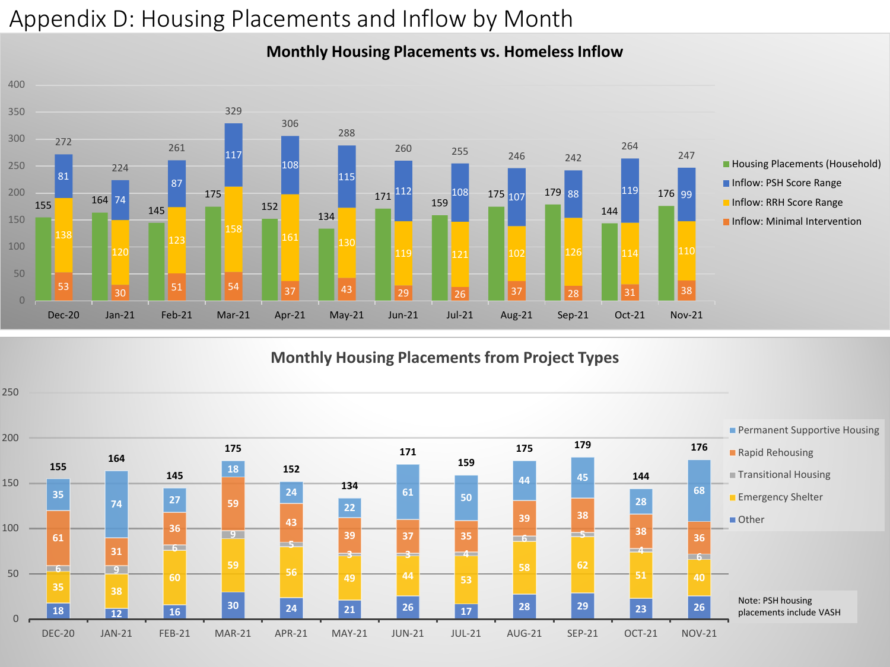# Appendix D: Housing Placements and Inflow by Month

**Monthly Housing Placements vs. Homeless Inflow**

400
350
300
250
200
150
100
50
0

Dec-20: 155 | 272 | 81 | 138 | 53
Jan-21: 164 | 224 | 74 | 120 | 30
Feb-21: 145 | 261 | 87 | 123 | 51
Mar-21: 175 | 329 | 117 | 158 | 54
Apr-21: 152 | 306 | 108 | 161 | 37
May-21: 134 | 288 | 115 | 130 | 43
Jun-21: 171 | 260 | 112 | 119 | 29
Jul-21: 159 | 255 | 108 | 121 | 26
Aug-21: 175 | 246 | 107 | 102 | 37
Sep-21: 179 | 242 | 88 | 126 | 28
Oct-21: 144 | 264 | 119 | 114 | 31
Nov-21: 176 | 247 | 99 | 110 | 38

Housing Placements (Household)
Inflow: PSH Score Range
Inflow: RRH Score Range
Inflow: Minimal Intervention

**Monthly Housing Placements from Project Types**

250
200
150
100
50
0

DEC-20: 155 | 35 | 61 | 6 | 35 | 18
JAN-21: 164 | 74 | 31 | 9 | 38 | 12
FEB-21: 145 | 27 | 36 | 6 | 60 | 16
MAR-21: 175 | 18 | 59 | 9 | 59 | 30
APR-21: 152 | 24 | 43 | 5 | 56 | 24
MAY-21: 134 | 22 | 39 | 3 | 49 | 21
JUN-21: 171 | 61 | 37 | 3 | 44 | 26
JUL-21: 159 | 50 | 35 | 4 | 53 | 17
AUG-21: 175 | 44 | 39 | 6 | 58 | 28
SEP-21: 179 | 45 | 38 | 5 | 62 | 29
OCT-21: 144 | 28 | 38 | 4 | 51 | 23
NOV-21: 176 | 68 | 36 | 6 | 40 | 26

Permanent Supportive Housing
Rapid Rehousing
Transitional Housing
Emergency Shelter
Other

Note: PSH housing placements include VASH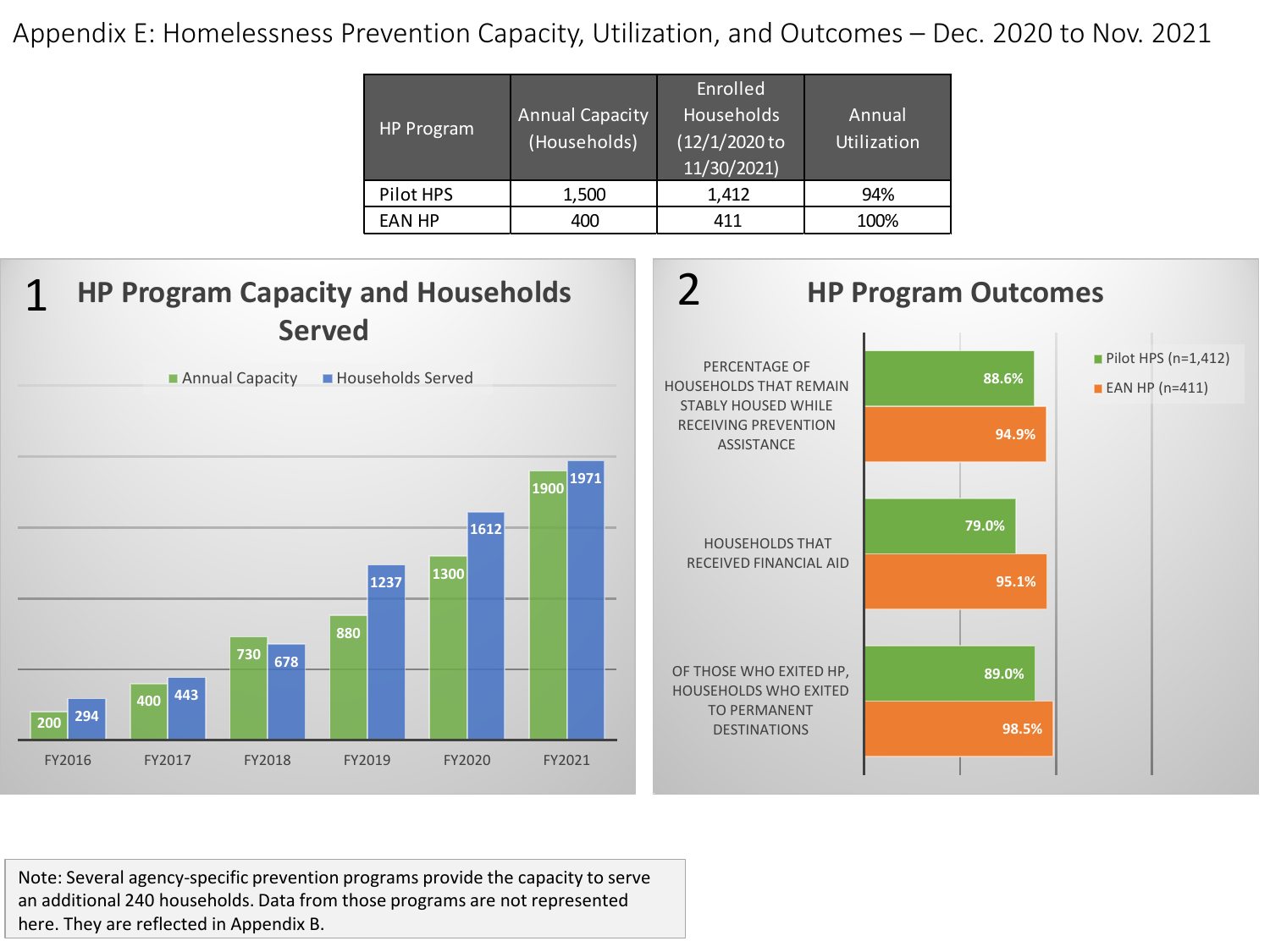# Appendix E: Homelessness Prevention Capacity, Utilization, and Outcomes – Dec. 2020 to Nov. 2021

| HP Program | Annual Capacity (Households) | Enrolled Households (12/1/2020 to 11/30/2021) | Annual Utilization |
|---|---|---|---|
| Pilot HPS | 1,500 | 1,412 | 94% |
| EAN HP | 400 | 411 | 100% |

## 1 HP Program Capacity and Households Served

Annual Capacity
Households Served

FY2016: 200, 294
FY2017: 400, 443
FY2018: 730, 678
FY2019: 880, 1237
FY2020: 1300, 1612
FY2021: 1900, 1971

## 2 HP Program Outcomes

Pilot HPS (n=1,412)
EAN HP (n=411)

PERCENTAGE OF HOUSEHOLDS THAT REMAIN STABLY HOUSED WHILE RECEIVING PREVENTION ASSISTANCE: 88.6%, 94.9%

HOUSEHOLDS THAT RECEIVED FINANCIAL AID: 79.0%, 95.1%

OF THOSE WHO EXITED HP, HOUSEHOLDS WHO EXITED TO PERMANENT DESTINATIONS: 89.0%, 98.5%

Note: Several agency-specific prevention programs provide the capacity to serve an additional 240 households. Data from those programs are not represented here. They are reflected in Appendix B.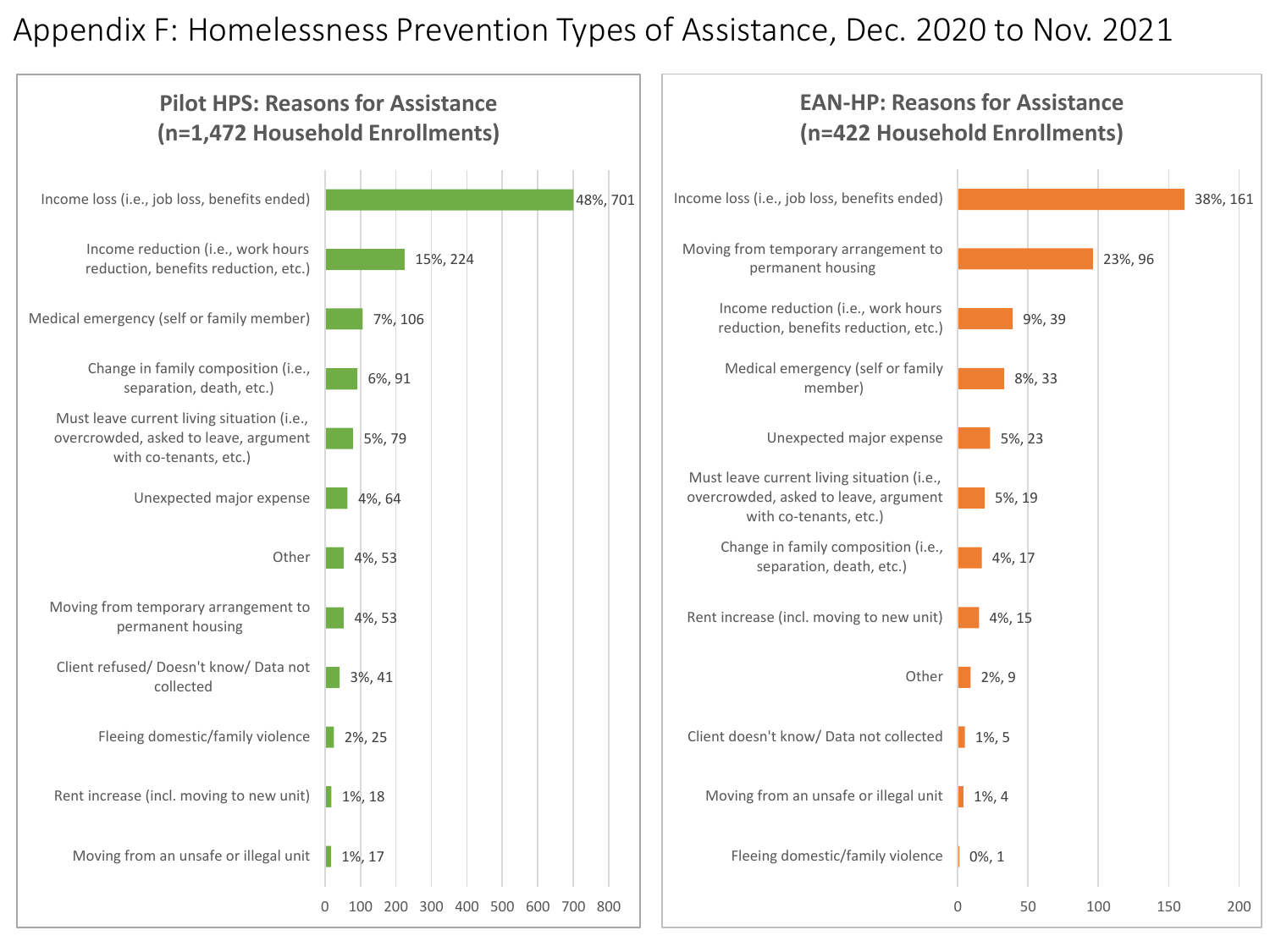# Appendix F: Homelessness Prevention Types of Assistance, Dec. 2020 to Nov. 2021

**Pilot HPS: Reasons for Assistance (n=1,472 Household Enrollments)**

Income loss (i.e., job loss, benefits ended) 48%, 701

Income reduction (i.e., work hours reduction, benefits reduction, etc.) 15%, 224

Medical emergency (self or family member) 7%, 106

Change in family composition (i.e., separation, death, etc.) 6%, 91

Must leave current living situation (i.e., overcrowded, asked to leave, argument with co-tenants, etc.) 5%, 79

Unexpected major expense 4%, 64

Other 4%, 53

Moving from temporary arrangement to permanent housing 4%, 53

Client refused/ Doesn't know/ Data not collected 3%, 41

Fleeing domestic/family violence 2%, 25

Rent increase (incl. moving to new unit) 1%, 18

Moving from an unsafe or illegal unit 1%, 17

0 100 200 300 400 500 600 700 800

**EAN-HP: Reasons for Assistance (n=422 Household Enrollments)**

Income loss (i.e., job loss, benefits ended) 38%, 161

Moving from temporary arrangement to permanent housing 23%, 96

Income reduction (i.e., work hours reduction, benefits reduction, etc.) 9%, 39

Medical emergency (self or family member) 8%, 33

Unexpected major expense 5%, 23

Must leave current living situation (i.e., overcrowded, asked to leave, argument with co-tenants, etc.) 5%, 19

Change in family composition (i.e., separation, death, etc.) 4%, 17

Rent increase (incl. moving to new unit) 4%, 15

Other 2%, 9

Client doesn't know/ Data not collected 1%, 5

Moving from an unsafe or illegal unit 1%, 4

Fleeing domestic/family violence 0%, 1

0 50 100 150 200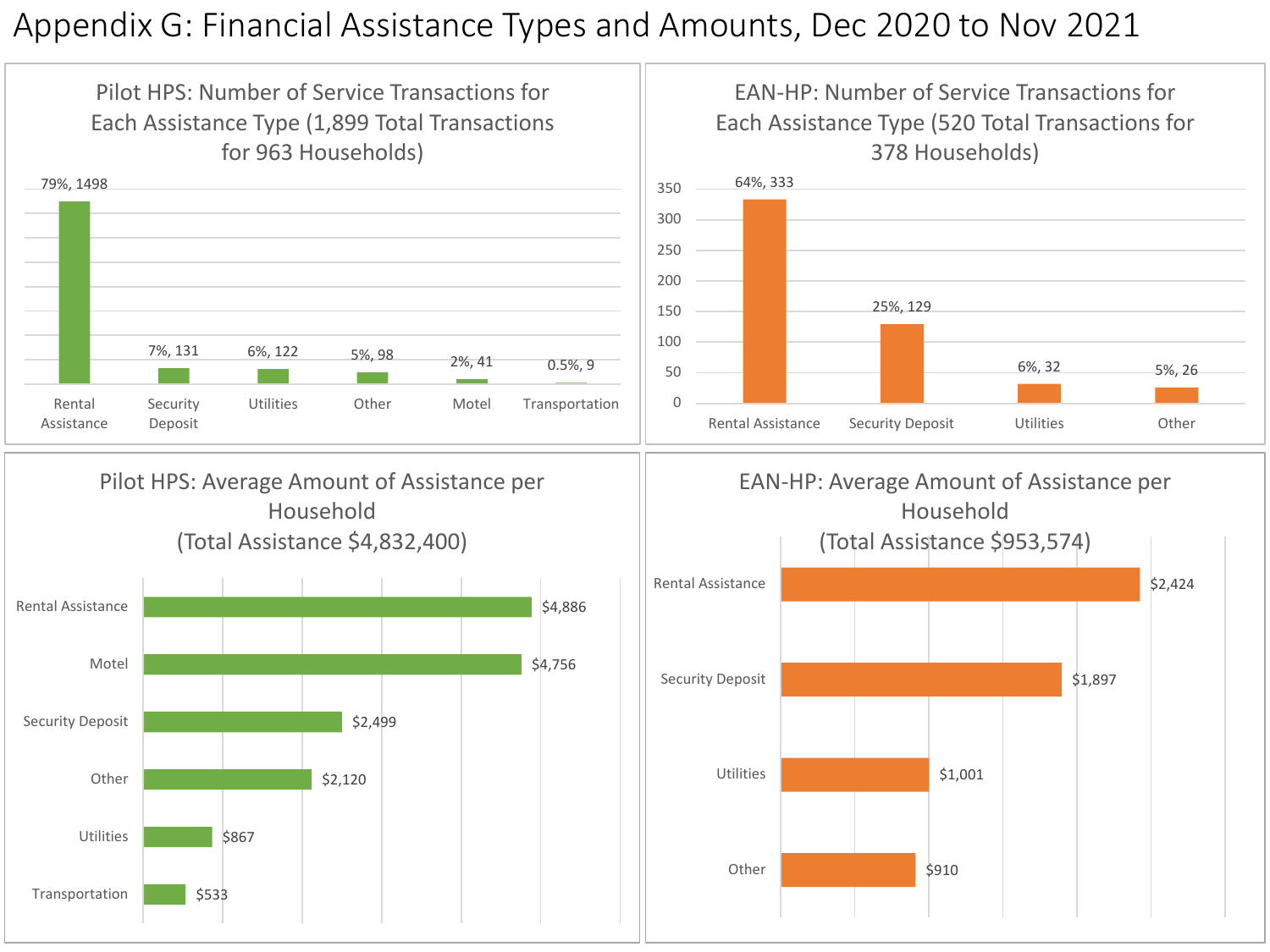# Appendix G: Financial Assistance Types and Amounts, Dec 2020 to Nov 2021

### Pilot HPS: Number of Service Transactions for Each Assistance Type (1,899 Total Transactions for 963 Households)

Rental Assistance: 79%, 1498

Security Deposit: 7%, 131

Utilities: 6%, 122

Other: 5%, 98

Motel: 2%, 41

Transportation: 0.5%, 9

### EAN-HP: Number of Service Transactions for Each Assistance Type (520 Total Transactions for 378 Households)

0, 50, 100, 150, 200, 250, 300, 350

Rental Assistance: 64%, 333

Security Deposit: 25%, 129

Utilities: 6%, 32

Other: 5%, 26

### Pilot HPS: Average Amount of Assistance per Household (Total Assistance $4,832,400)

Rental Assistance: $4,886

Motel: $4,756

Security Deposit: $2,499

Other: $2,120

Utilities: $867

Transportation: $533

### EAN-HP: Average Amount of Assistance per Household (Total Assistance $953,574)

Rental Assistance: $2,424

Security Deposit: $1,897

Utilities: $1,001

Other: $910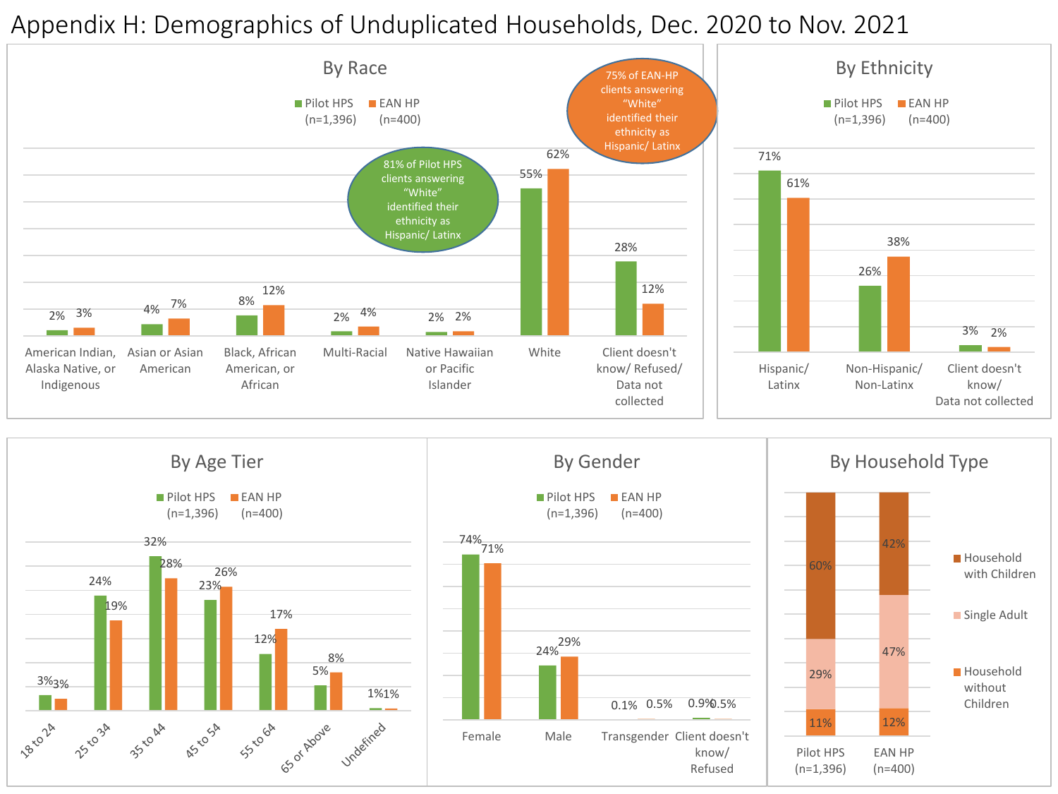# Appendix H: Demographics of Unduplicated Households, Dec. 2020 to Nov. 2021

## By Race

Pilot HPS (n=1,396)
EAN HP (n=400)

75% of EAN-HP clients answering "White" identified their ethnicity as Hispanic/ Latinx

81% of Pilot HPS clients answering "White" identified their ethnicity as Hispanic/ Latinx

American Indian, Alaska Native, or Indigenous: 2% 3%
Asian or Asian American: 4% 7%
Black, African American, or African: 8% 12%
Multi-Racial: 2% 4%
Native Hawaiian or Pacific Islander: 2% 2%
White: 55% 62%
Client doesn't know/ Refused/ Data not collected: 28% 12%

## By Ethnicity

Pilot HPS (n=1,396)
EAN HP (n=400)

Hispanic/ Latinx: 71% 61%
Non-Hispanic/ Non-Latinx: 26% 38%
Client doesn't know/ Data not collected: 3% 2%

## By Age Tier

Pilot HPS (n=1,396)
EAN HP (n=400)

18 to 24: 3% 3%
25 to 34: 24% 19%
35 to 44: 32% 28%
45 to 54: 23% 26%
55 to 64: 12% 17%
65 or Above: 5% 8%
Undefined: 1% 1%

## By Gender

Pilot HPS (n=1,396)
EAN HP (n=400)

Female: 74% 71%
Male: 24% 29%
Transgender: 0.1% 0.5%
Client doesn't know/ Refused: 0.9% 0.5%

## By Household Type

Household with Children
Single Adult
Household without Children

Pilot HPS (n=1,396): 60% 29% 11%
EAN HP (n=400): 42% 47% 12%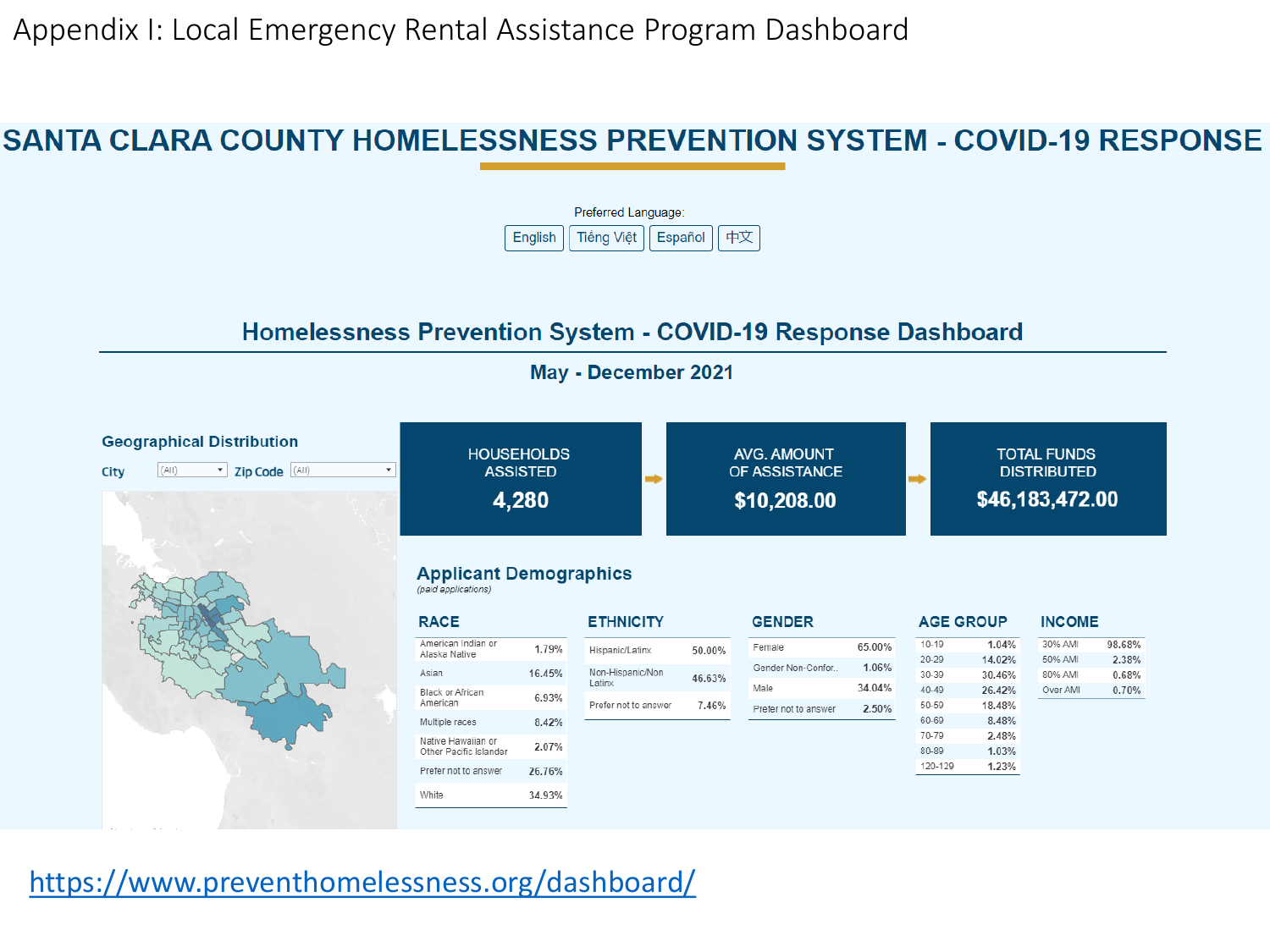# Appendix I: Local Emergency Rental Assistance Program Dashboard

## SANTA CLARA COUNTY HOMELESSNESS PREVENTION SYSTEM - COVID-19 RESPONSE

Preferred Language:

English | Tiếng Việt | Español | 中文

### Homelessness Prevention System - COVID-19 Response Dashboard

**May - December 2021**

**Geographical Distribution**

City (All) Zip Code (All)

| HOUSEHOLDS ASSISTED | AVG. AMOUNT OF ASSISTANCE | TOTAL FUNDS DISTRIBUTED |
|---|---|---|
| 4,280 | $10,208.00 | $46,183,472.00 |

### Applicant Demographics

*(paid applications)*

**RACE**

| | |
|---|---|
| American Indian or Alaska Native | 1.79% |
| Asian | 16.45% |
| Black or African American | 6.93% |
| Multiple races | 8.42% |
| Native Hawaiian or Other Pacific Islander | 2.07% |
| Prefer not to answer | 26.76% |
| White | 34.93% |

**ETHNICITY**

| | |
|---|---|
| Hispanic/Latinx | 50.00% |
| Non-Hispanic/Non Latinx | 46.63% |
| Prefer not to answer | 7.46% |

**GENDER**

| | |
|---|---|
| Female | 65.00% |
| Gender Non-Confor.. | 1.06% |
| Male | 34.04% |
| Prefer not to answer | 2.50% |

**AGE GROUP**

| | |
|---|---|
| 10-19 | 1.04% |
| 20-29 | 14.02% |
| 30-39 | 30.46% |
| 40-49 | 26.42% |
| 50-59 | 18.48% |
| 60-69 | 8.48% |
| 70-79 | 2.48% |
| 80-89 | 1.03% |
| 120-129 | 1.23% |

**INCOME**

| | |
|---|---|
| 30% AMI | 98.68% |
| 50% AMI | 2.38% |
| 80% AMI | 0.68% |
| Over AMI | 0.70% |

https://www.preventhomelessness.org/dashboard/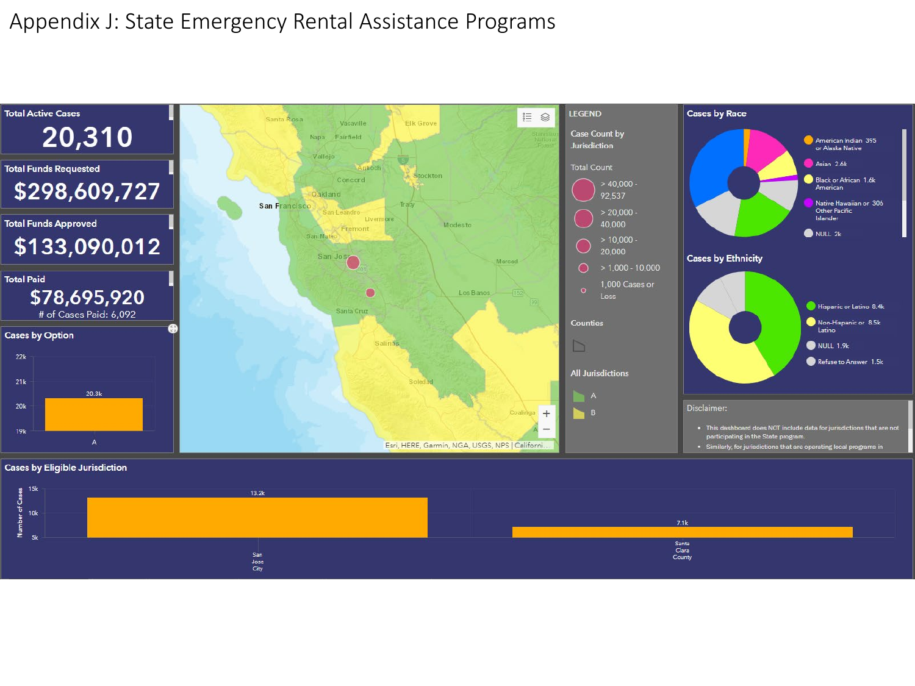# Appendix J: State Emergency Rental Assistance Programs

**Total Active Cases**

20,310

**Total Funds Requested**

$298,609,727

**Total Funds Approved**

$133,090,012

**Total Paid**

$78,695,920

# of Cases Paid: 6,092

**Cases by Option**

22k
21k
20k
19k
20.3k
A

Santa Rosa
Vacaville
Elk Grove
Napa
Fairfield
Vallejo
Antioch
Stockton
Concord
Oakland
San Francisco
Tracy
San Leandro
Livermore
Fremont
San Mateo
Modesto
San Jose
Merced
Los Banos
Santa Cruz
Salinas
Soledad
Coalinga
Esri, HERE, Garmin, NGA, USGS, NPS | Californi...

**LEGEND**

Case Count by Jurisdiction

Total Count

> 40,000 - 92,537

> 20,000 - 40,000

> 10,000 - 20,000

> 1,000 - 10,000

1,000 Cases or Less

Counties

All Jurisdictions

A

B

**Cases by Race**

American Indian or Alaska Native 395

Asian 2.6k

Black or African American 1.6k

Native Hawaiian or Other Pacific Islander 306

NULL 2k

**Cases by Ethnicity**

Hispanic or Latino 8.4k

Non-Hispanic or Latino 8.5k

NULL 1.9k

Refuse to Answer 1.5k

Disclaimer:

- This dashboard does NOT include data for jurisdictions that are not participating in the State program.
- Similarly, for jurisdictions that are operating local programs in

**Cases by Eligible Jurisdiction**

Number of Cases
15k
10k
5k
13.2k
7.1k
San Jose City
Santa Clara County